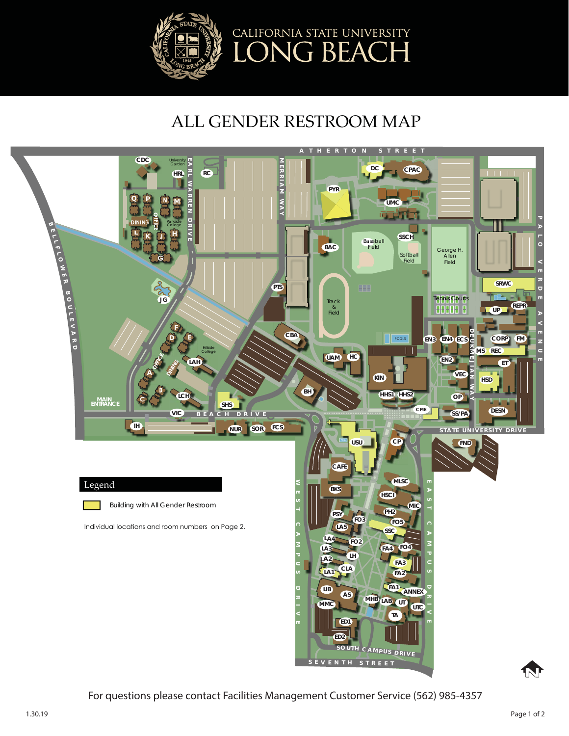# CALIFORNIA STATE UNIVERSITY LONG BEACH

## ALL GENDER RESTROOM MAP

## Legend

Building with All Gender Restroom

Individual locations and room numbers on Page 2.

For questions please contact Facilities Management Customer Service (562) 985-4357

1.30.19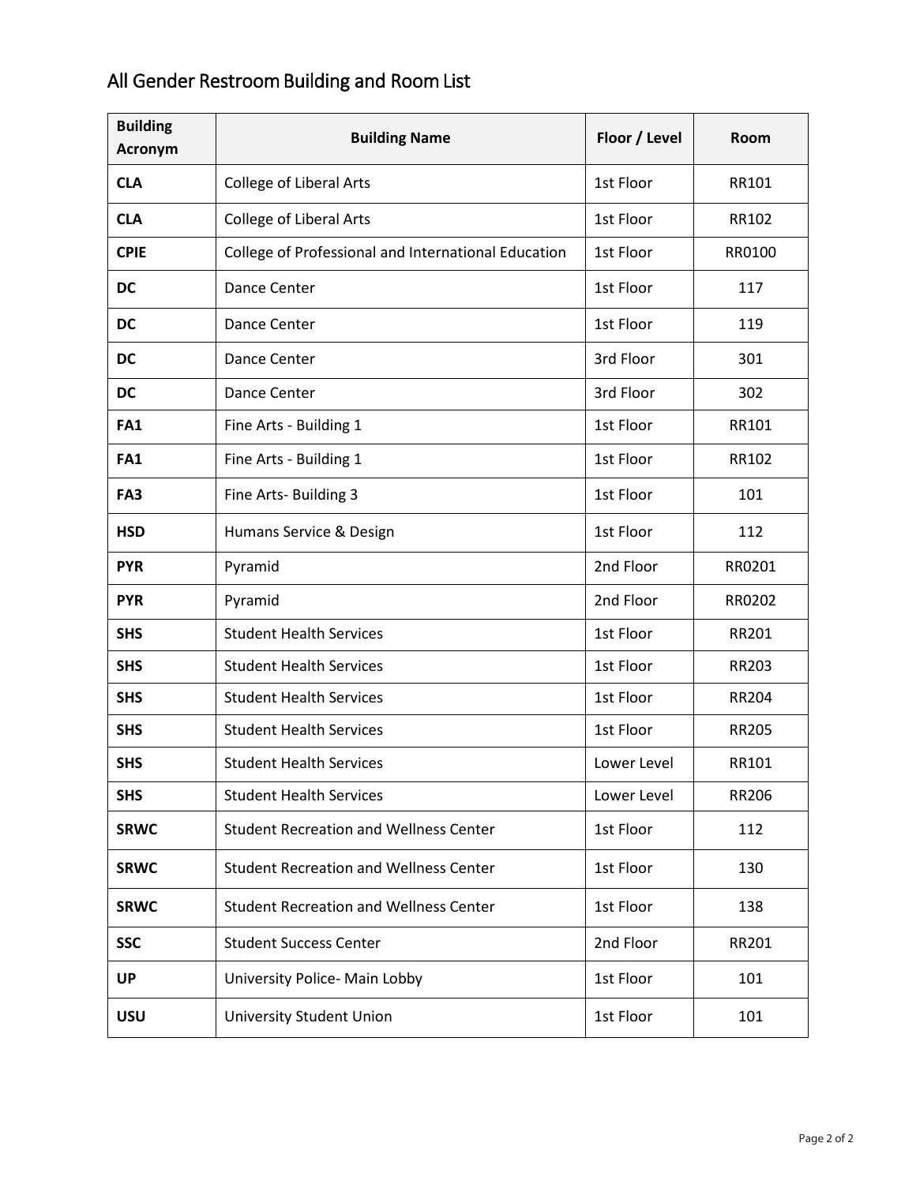# All Gender Restroom Building and Room List

| Building Acronym | Building Name | Floor / Level | Room |
|---|---|---|---|
| **CLA** | College of Liberal Arts | 1st Floor | RR101 |
| **CLA** | College of Liberal Arts | 1st Floor | RR102 |
| **CPIE** | College of Professional and International Education | 1st Floor | RR0100 |
| **DC** | Dance Center | 1st Floor | 117 |
| **DC** | Dance Center | 1st Floor | 119 |
| **DC** | Dance Center | 3rd Floor | 301 |
| **DC** | Dance Center | 3rd Floor | 302 |
| **FA1** | Fine Arts - Building 1 | 1st Floor | RR101 |
| **FA1** | Fine Arts - Building 1 | 1st Floor | RR102 |
| **FA3** | Fine Arts- Building 3 | 1st Floor | 101 |
| **HSD** | Humans Service & Design | 1st Floor | 112 |
| **PYR** | Pyramid | 2nd Floor | RR0201 |
| **PYR** | Pyramid | 2nd Floor | RR0202 |
| **SHS** | Student Health Services | 1st Floor | RR201 |
| **SHS** | Student Health Services | 1st Floor | RR203 |
| **SHS** | Student Health Services | 1st Floor | RR204 |
| **SHS** | Student Health Services | 1st Floor | RR205 |
| **SHS** | Student Health Services | Lower Level | RR101 |
| **SHS** | Student Health Services | Lower Level | RR206 |
| **SRWC** | Student Recreation and Wellness Center | 1st Floor | 112 |
| **SRWC** | Student Recreation and Wellness Center | 1st Floor | 130 |
| **SRWC** | Student Recreation and Wellness Center | 1st Floor | 138 |
| **SSC** | Student Success Center | 2nd Floor | RR201 |
| **UP** | University Police- Main Lobby | 1st Floor | 101 |
| **USU** | University Student Union | 1st Floor | 101 |